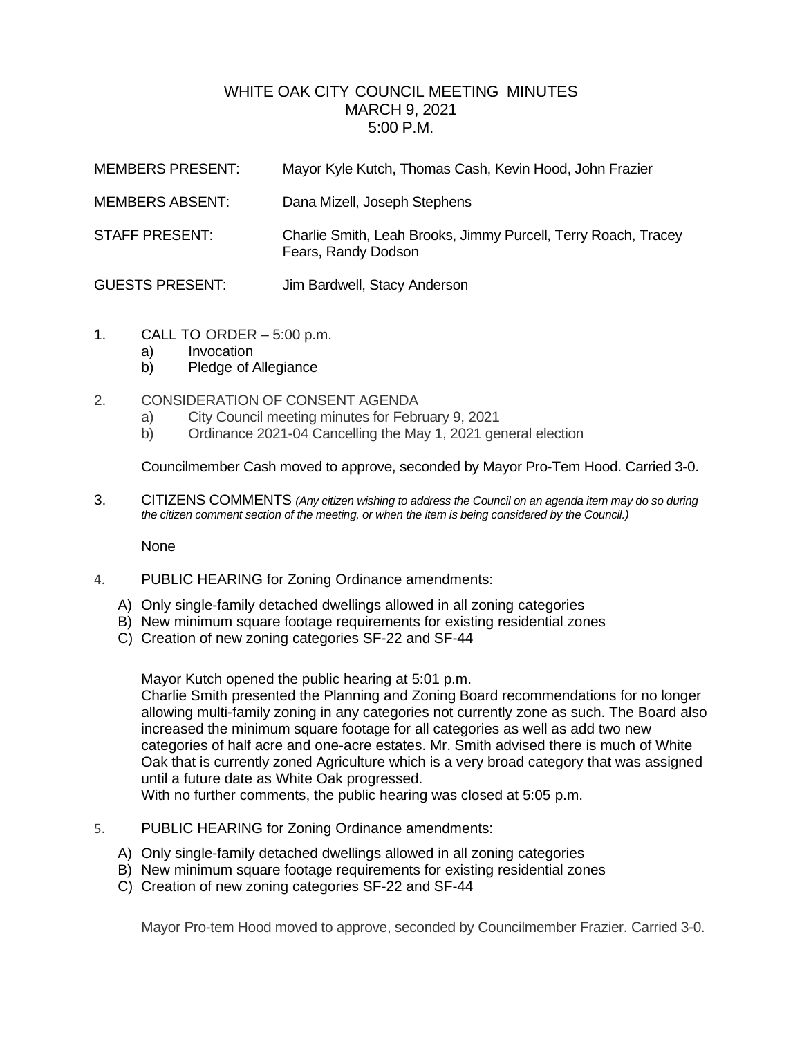# WHITE OAK CITY COUNCIL MEETING MINUTES
## MARCH 9, 2021
## 5:00 P.M.

| | |
|---|---|
| MEMBERS PRESENT: | Mayor Kyle Kutch, Thomas Cash, Kevin Hood, John Frazier |
| MEMBERS ABSENT: | Dana Mizell, Joseph Stephens |
| STAFF PRESENT: | Charlie Smith, Leah Brooks, Jimmy Purcell, Terry Roach, Tracey Fears, Randy Dodson |
| GUESTS PRESENT: | Jim Bardwell, Stacy Anderson |

1. CALL TO ORDER – 5:00 p.m.
   a) Invocation
   b) Pledge of Allegiance

2. CONSIDERATION OF CONSENT AGENDA
   a) City Council meeting minutes for February 9, 2021
   b) Ordinance 2021-04 Cancelling the May 1, 2021 general election

   Councilmember Cash moved to approve, seconded by Mayor Pro-Tem Hood. Carried 3-0.

3. CITIZENS COMMENTS *(Any citizen wishing to address the Council on an agenda item may do so during the citizen comment section of the meeting, or when the item is being considered by the Council.)*

   None

4. PUBLIC HEARING for Zoning Ordinance amendments:
   A) Only single-family detached dwellings allowed in all zoning categories
   B) New minimum square footage requirements for existing residential zones
   C) Creation of new zoning categories SF-22 and SF-44

   Mayor Kutch opened the public hearing at 5:01 p.m.
   Charlie Smith presented the Planning and Zoning Board recommendations for no longer allowing multi-family zoning in any categories not currently zone as such. The Board also increased the minimum square footage for all categories as well as add two new categories of half acre and one-acre estates. Mr. Smith advised there is much of White Oak that is currently zoned Agriculture which is a very broad category that was assigned until a future date as White Oak progressed.
   With no further comments, the public hearing was closed at 5:05 p.m.

5. PUBLIC HEARING for Zoning Ordinance amendments:
   A) Only single-family detached dwellings allowed in all zoning categories
   B) New minimum square footage requirements for existing residential zones
   C) Creation of new zoning categories SF-22 and SF-44

   Mayor Pro-tem Hood moved to approve, seconded by Councilmember Frazier. Carried 3-0.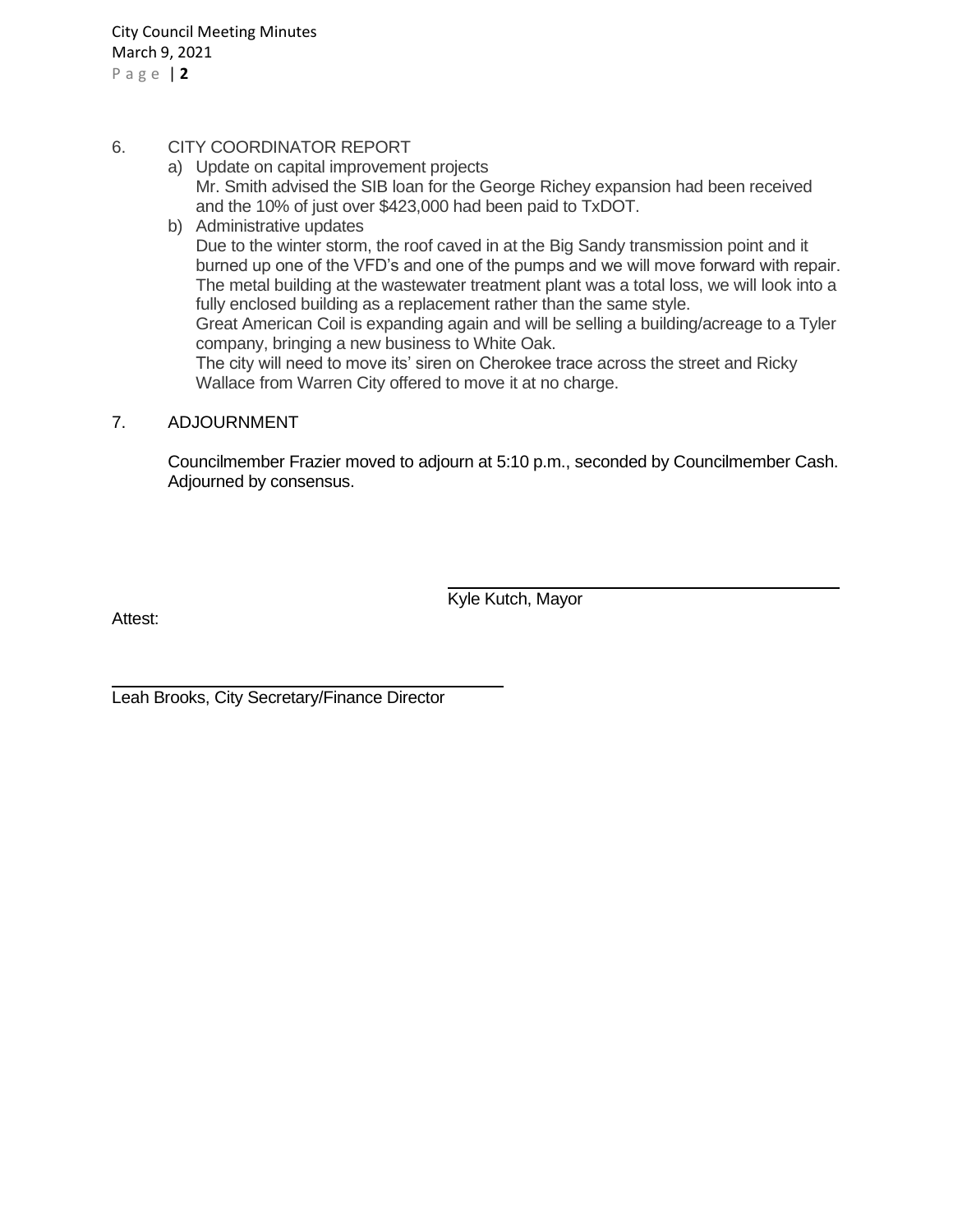6. CITY COORDINATOR REPORT

   a) Update on capital improvement projects

      Mr. Smith advised the SIB loan for the George Richey expansion had been received and the 10% of just over $423,000 had been paid to TxDOT.

   b) Administrative updates

      Due to the winter storm, the roof caved in at the Big Sandy transmission point and it burned up one of the VFD's and one of the pumps and we will move forward with repair. The metal building at the wastewater treatment plant was a total loss, we will look into a fully enclosed building as a replacement rather than the same style.

      Great American Coil is expanding again and will be selling a building/acreage to a Tyler company, bringing a new business to White Oak.

      The city will need to move its' siren on Cherokee trace across the street and Ricky Wallace from Warren City offered to move it at no charge.

7. ADJOURNMENT

   Councilmember Frazier moved to adjourn at 5:10 p.m., seconded by Councilmember Cash. Adjourned by consensus.

Kyle Kutch, Mayor

Attest:

Leah Brooks, City Secretary/Finance Director